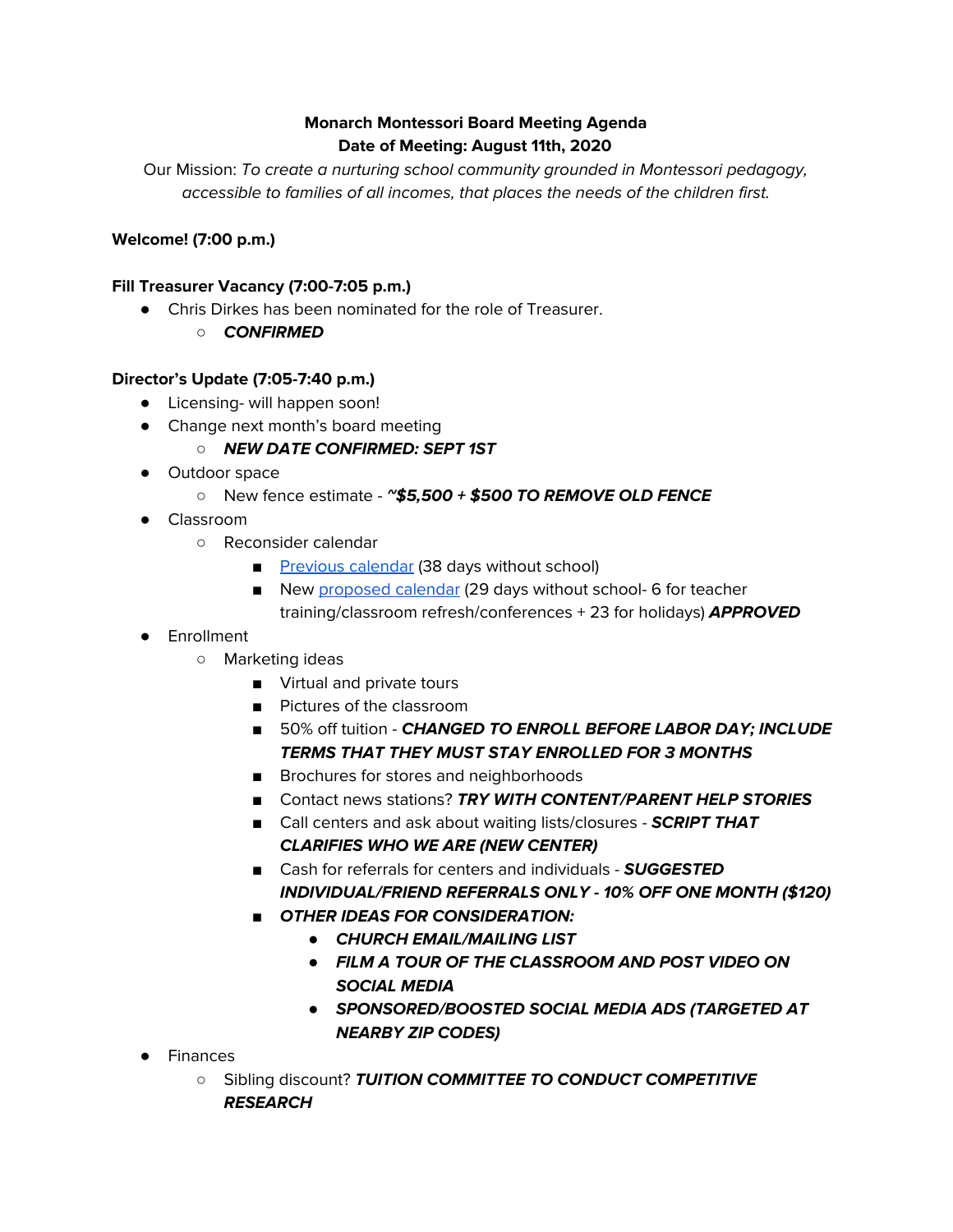**Monarch Montessori Board Meeting Agenda**
**Date of Meeting: August 11th, 2020**

Our Mission: *To create a nurturing school community grounded in Montessori pedagogy, accessible to families of all incomes, that places the needs of the children first.*

**Welcome! (7:00 p.m.)**

**Fill Treasurer Vacancy (7:00-7:05 p.m.)**

- Chris Dirkes has been nominated for the role of Treasurer.
  - ***CONFIRMED***

**Director's Update (7:05-7:40 p.m.)**

- Licensing- will happen soon!
- Change next month's board meeting
  - ***NEW DATE CONFIRMED: SEPT 1ST***
- Outdoor space
  - New fence estimate - ***~$5,500 + $500 TO REMOVE OLD FENCE***
- Classroom
  - Reconsider calendar
    - [Previous calendar](#) (38 days without school)
    - New [proposed calendar](#) (29 days without school- 6 for teacher training/classroom refresh/conferences + 23 for holidays) ***APPROVED***
- Enrollment
  - Marketing ideas
    - Virtual and private tours
    - Pictures of the classroom
    - 50% off tuition - ***CHANGED TO ENROLL BEFORE LABOR DAY; INCLUDE TERMS THAT THEY MUST STAY ENROLLED FOR 3 MONTHS***
    - Brochures for stores and neighborhoods
    - Contact news stations? ***TRY WITH CONTENT/PARENT HELP STORIES***
    - Call centers and ask about waiting lists/closures - ***SCRIPT THAT CLARIFIES WHO WE ARE (NEW CENTER)***
    - Cash for referrals for centers and individuals - ***SUGGESTED INDIVIDUAL/FRIEND REFERRALS ONLY - 10% OFF ONE MONTH ($120)***
    - ***OTHER IDEAS FOR CONSIDERATION:***
      - ***CHURCH EMAIL/MAILING LIST***
      - ***FILM A TOUR OF THE CLASSROOM AND POST VIDEO ON SOCIAL MEDIA***
      - ***SPONSORED/BOOSTED SOCIAL MEDIA ADS (TARGETED AT NEARBY ZIP CODES)***
- Finances
  - Sibling discount? ***TUITION COMMITTEE TO CONDUCT COMPETITIVE RESEARCH***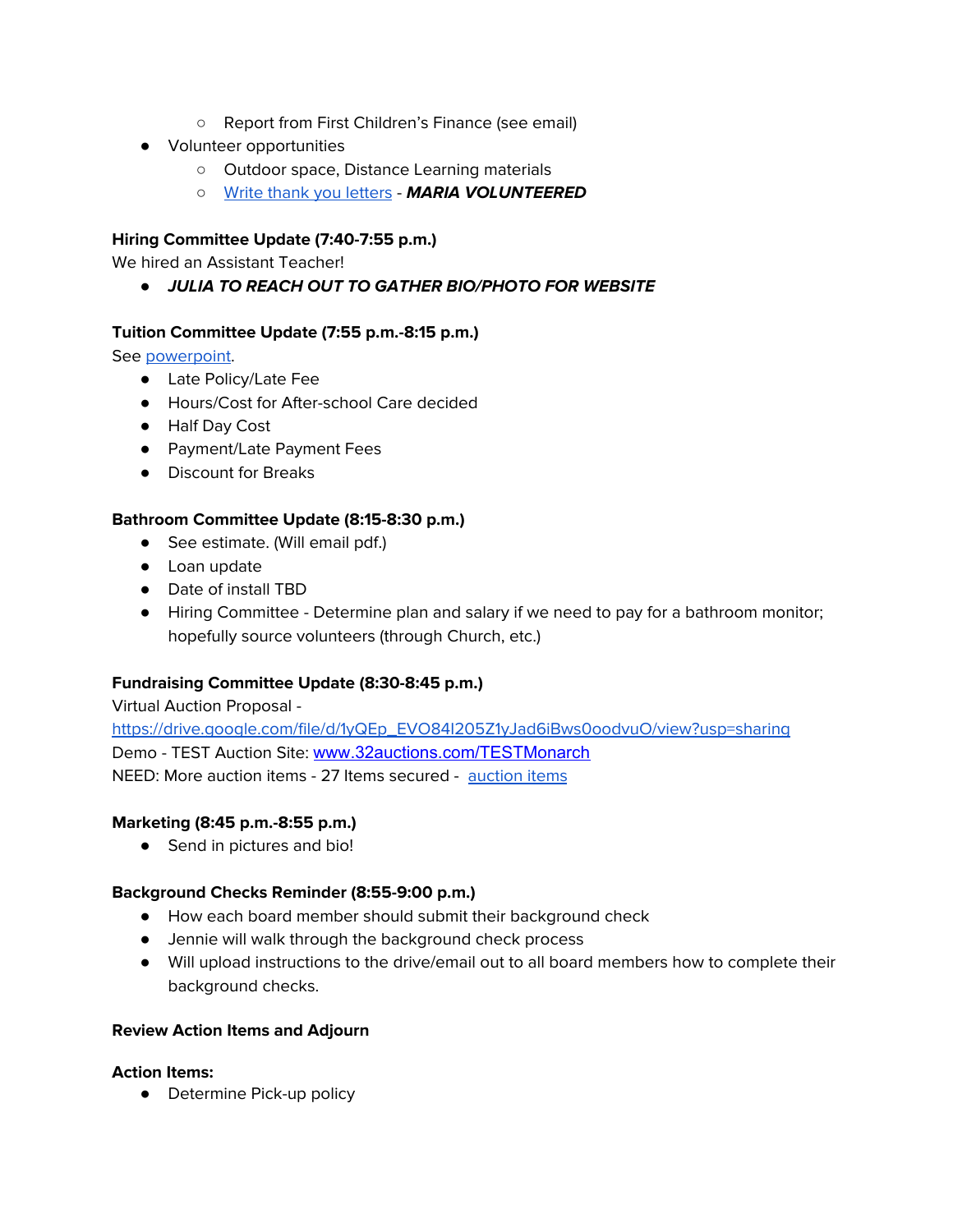- Report from First Children's Finance (see email)
- Volunteer opportunities
    - Outdoor space, Distance Learning materials
    - Write thank you letters - ***MARIA VOLUNTEERED***

**Hiring Committee Update (7:40-7:55 p.m.)**

We hired an Assistant Teacher!

- ***JULIA TO REACH OUT TO GATHER BIO/PHOTO FOR WEBSITE***

**Tuition Committee Update (7:55 p.m.-8:15 p.m.)**

See powerpoint.

- Late Policy/Late Fee
- Hours/Cost for After-school Care decided
- Half Day Cost
- Payment/Late Payment Fees
- Discount for Breaks

**Bathroom Committee Update (8:15-8:30 p.m.)**

- See estimate. (Will email pdf.)
- Loan update
- Date of install TBD
- Hiring Committee - Determine plan and salary if we need to pay for a bathroom monitor; hopefully source volunteers (through Church, etc.)

**Fundraising Committee Update (8:30-8:45 p.m.)**

Virtual Auction Proposal - https://drive.google.com/file/d/1yQEp_EVO84I205Z1yJad6iBws0oodvuO/view?usp=sharing

Demo - TEST Auction Site: www.32auctions.com/TESTMonarch

NEED: More auction items - 27 Items secured - auction items

**Marketing (8:45 p.m.-8:55 p.m.)**

- Send in pictures and bio!

**Background Checks Reminder (8:55-9:00 p.m.)**

- How each board member should submit their background check
- Jennie will walk through the background check process
- Will upload instructions to the drive/email out to all board members how to complete their background checks.

**Review Action Items and Adjourn**

**Action Items:**

- Determine Pick-up policy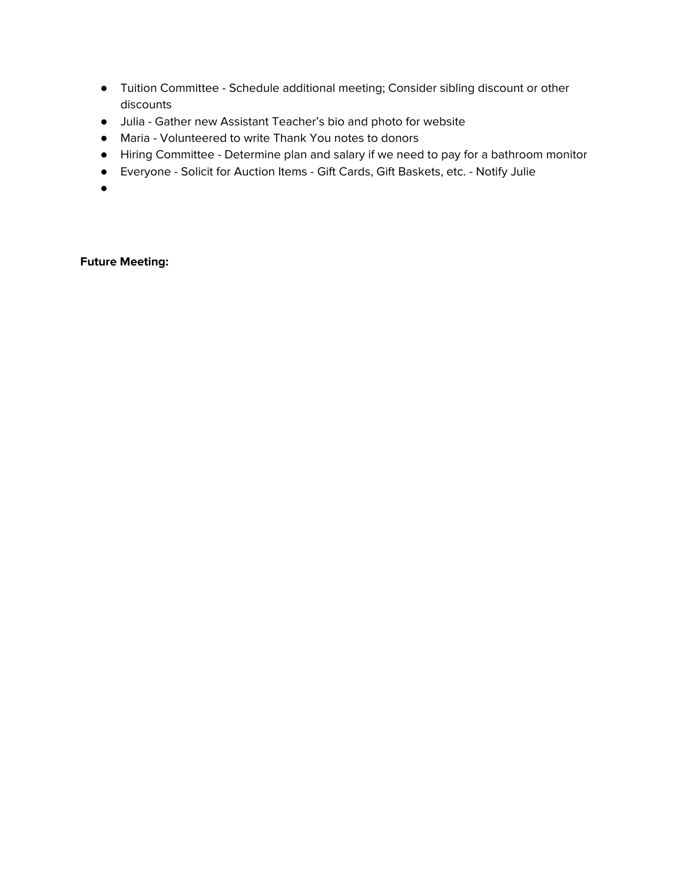- Tuition Committee - Schedule additional meeting; Consider sibling discount or other discounts
- Julia - Gather new Assistant Teacher's bio and photo for website
- Maria - Volunteered to write Thank You notes to donors
- Hiring Committee - Determine plan and salary if we need to pay for a bathroom monitor
- Everyone - Solicit for Auction Items - Gift Cards, Gift Baskets, etc. - Notify Julie
-

**Future Meeting:**